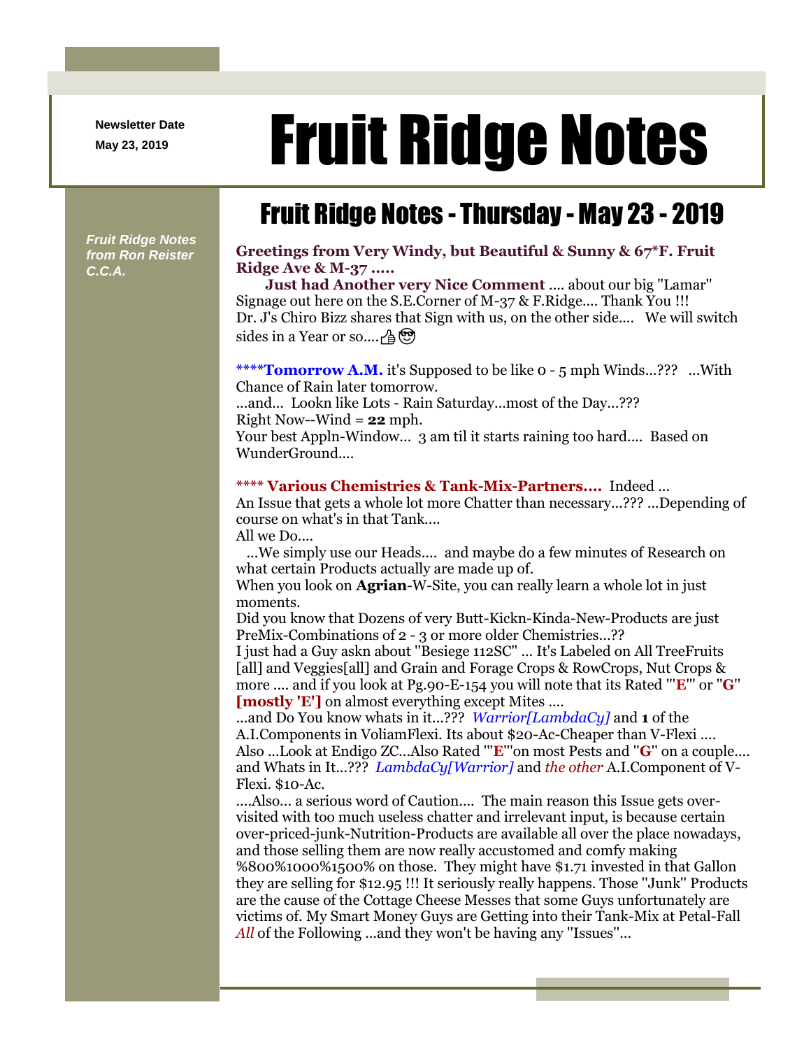Newsletter Date

May 23, 2019

# Fruit Ridge Notes

## Fruit Ridge Notes - Thursday - May 23 - 2019

***Fruit Ridge Notes from Ron Reister C.C.A.***

**Greetings from Very Windy, but Beautiful & Sunny & 67*F. Fruit Ridge Ave & M-37 .....**

**Just had Another very Nice Comment** .... about our big "Lamar" Signage out here on the S.E.Corner of M-37 & F.Ridge.... Thank You !!! Dr. J's Chiro Bizz shares that Sign with us, on the other side.... We will switch sides in a Year or so....👍😎

**\****Tomorrow A.M.** it's Supposed to be like 0 - 5 mph Winds...??? ...With Chance of Rain later tomorrow.
...and... Lookn like Lots - Rain Saturday...most of the Day...???
Right Now--Wind = **22** mph.
Your best Appln-Window... 3 am til it starts raining too hard.... Based on WunderGround....

**\**** Various Chemistries & Tank-Mix-Partners....** Indeed ...
An Issue that gets a whole lot more Chatter than necessary...??? ...Depending of course on what's in that Tank....
All we Do....
...We simply use our Heads.... and maybe do a few minutes of Research on what certain Products actually are made up of.
When you look on **Agrian**-W-Site, you can really learn a whole lot in just moments.
Did you know that Dozens of very Butt-Kickn-Kinda-New-Products are just PreMix-Combinations of 2 - 3 or more older Chemistries...??
I just had a Guy askn about "Besiege 112SC" ... It's Labeled on All TreeFruits [all] and Veggies[all] and Grain and Forage Crops & RowCrops, Nut Crops & more .... and if you look at Pg.90-E-154 you will note that its Rated "'**E**"' or "**G**" **[mostly 'E']** on almost everything except Mites ....
...and Do You know whats in it...??? *Warrior[LambdaCy]* and **1** of the A.I.Components in VoliamFlexi. Its about $20-Ac-Cheaper than V-Flexi ....
Also ...Look at Endigo ZC...Also Rated "'**E**"'on most Pests and "**G**" on a couple.... and Whats in It...??? *LambdaCy[Warrior]* and *the other* A.I.Component of V-Flexi. $10-Ac.
....Also... a serious word of Caution.... The main reason this Issue gets over-visited with too much useless chatter and irrelevant input, is because certain over-priced-junk-Nutrition-Products are available all over the place nowadays, and those selling them are now really accustomed and comfy making %800%1000%1500% on those. They might have $1.71 invested in that Gallon they are selling for $12.95 !!! It seriously really happens. Those "Junk" Products are the cause of the Cottage Cheese Messes that some Guys unfortunately are victims of. My Smart Money Guys are Getting into their Tank-Mix at Petal-Fall *All* of the Following ...and they won't be having any "Issues"...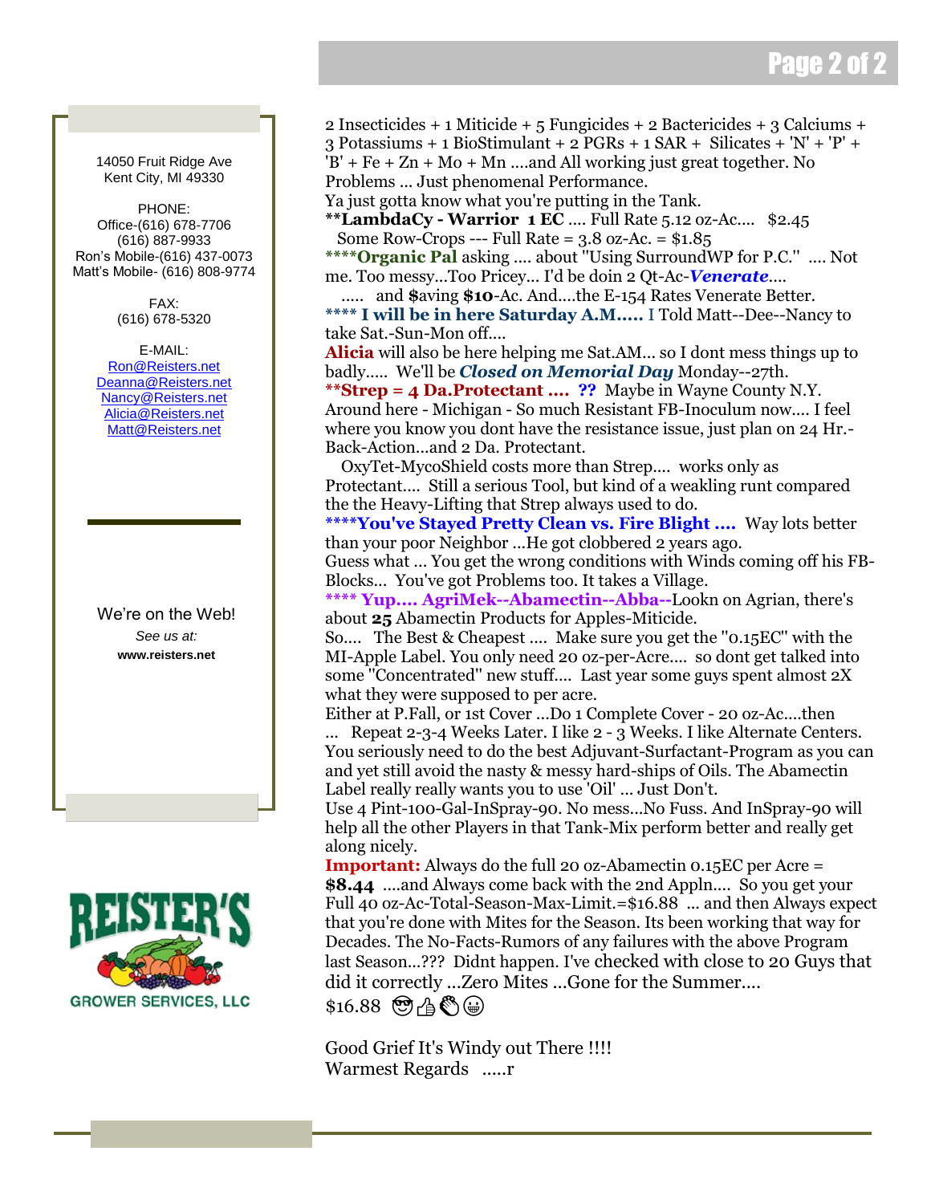14050 Fruit Ridge Ave
Kent City, MI 49330

PHONE:
Office-(616) 678-7706
(616) 887-9933
Ron's Mobile-(616) 437-0073
Matt's Mobile- (616) 808-9774

FAX:
(616) 678-5320

E-MAIL:
Ron@Reisters.net
Deanna@Reisters.net
Nancy@Reisters.net
Alicia@Reisters.net
Matt@Reisters.net

We're on the Web!
*See us at:*
**www.reisters.net**

REISTER'S GROWER SERVICES, LLC

2 Insecticides + 1 Miticide + 5 Fungicides + 2 Bactericides + 3 Calciums + 3 Potassiums + 1 BioStimulant + 2 PGRs + 1 SAR + Silicates + 'N' + 'P' + 'B' + Fe + Zn + Mo + Mn ....and All working just great together. No Problems ... Just phenomenal Performance.
Ya just gotta know what you're putting in the Tank.

****LambdaCy - Warrior 1 EC** .... Full Rate 5.12 oz-Ac.... $2.45
Some Row-Crops --- Full Rate = 3.8 oz-Ac. = $1.85

******Organic Pal** asking .... about "Using SurroundWP for P.C." .... Not me. Too messy...Too Pricey... I'd be doin 2 Qt-Ac-***Venerate***....
..... and **$**aving **$10**-Ac. And....the E-154 Rates Venerate Better.

******I will be in here Saturday A.M.....** I Told Matt--Dee--Nancy to take Sat.-Sun-Mon off....
**Alicia** will also be here helping me Sat.AM... so I dont mess things up to badly..... We'll be ***Closed on Memorial Day*** Monday--27th.

****Strep = 4 Da.Protectant .... ??** Maybe in Wayne County N.Y. Around here - Michigan - So much Resistant FB-Inoculum now.... I feel where you know you dont have the resistance issue, just plan on 24 Hr.-Back-Action...and 2 Da. Protectant.
OxyTet-MycoShield costs more than Strep.... works only as Protectant.... Still a serious Tool, but kind of a weakling runt compared the the Heavy-Lifting that Strep always used to do.

******You've Stayed Pretty Clean vs. Fire Blight ....** Way lots better than your poor Neighbor ...He got clobbered 2 years ago.
Guess what ... You get the wrong conditions with Winds coming off his FB-Blocks... You've got Problems too. It takes a Village.

******Yup.... AgriMek--Abamectin--Abba--**Lookn on Agrian, there's about **25** Abamectin Products for Apples-Miticide.
So.... The Best & Cheapest .... Make sure you get the "0.15EC" with the MI-Apple Label. You only need 20 oz-per-Acre.... so dont get talked into some "Concentrated" new stuff.... Last year some guys spent almost 2X what they were supposed to per acre.
Either at P.Fall, or 1st Cover ...Do 1 Complete Cover - 20 oz-Ac....then ... Repeat 2-3-4 Weeks Later. I like 2 - 3 Weeks. I like Alternate Centers.
You seriously need to do the best Adjuvant-Surfactant-Program as you can and yet still avoid the nasty & messy hard-ships of Oils. The Abamectin Label really really wants you to use 'Oil' ... Just Don't.
Use 4 Pint-100-Gal-InSpray-90. No mess...No Fuss. And InSpray-90 will help all the other Players in that Tank-Mix perform better and really get along nicely.

**Important:** Always do the full 20 oz-Abamectin 0.15EC per Acre = **$8.44** ....and Always come back with the 2nd Appln.... So you get your Full 40 oz-Ac-Total-Season-Max-Limit.=$16.88 ... and then Always expect that you're done with Mites for the Season. Its been working that way for Decades. The No-Facts-Rumors of any failures with the above Program last Season...??? Didnt happen. I've checked with close to 20 Guys that did it correctly ...Zero Mites ...Gone for the Summer....
$16.88 😎👍👏😀

Good Grief It's Windy out There !!!!
Warmest Regards .....r